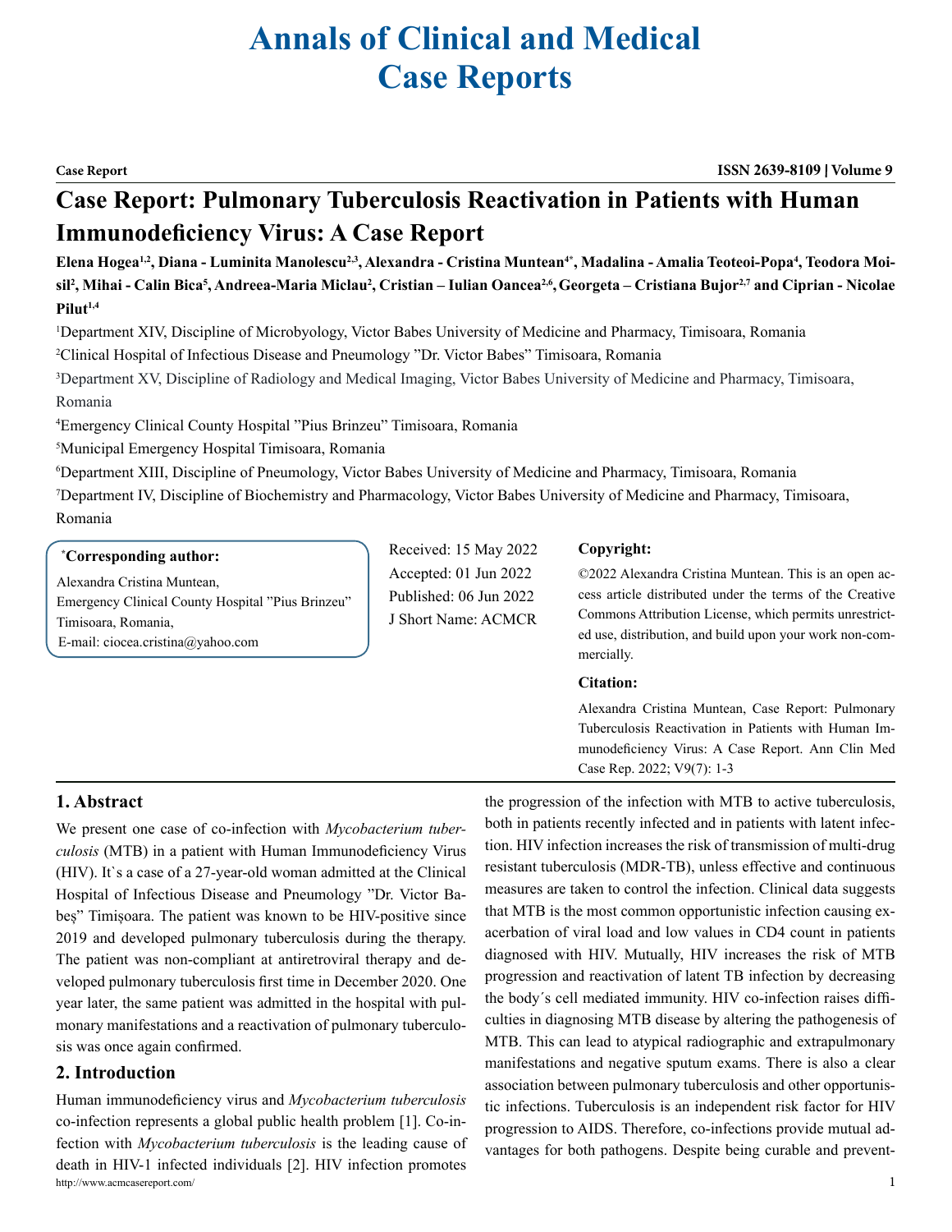# Annals of Clinical and Medical Case Reports

**Case Report** **ISSN 2639-8109 | Volume 9**

## Case Report: Pulmonary Tuberculosis Reactivation in Patients with Human Immunodeficiency Virus: A Case Report

**Elena Hogea[1,2], Diana - Luminita Manolescu[2,3], Alexandra - Cristina Muntean[4*], Madalina - Amalia Teoteoi-Popa[4], Teodora Moisil[2], Mihai - Calin Bica[5], Andreea-Maria Miclau[2], Cristian – Iulian Oancea[2,6], Georgeta – Cristiana Bujor[2,7] and Ciprian - Nicolae Pilut[1,4]**

[1]Department XIV, Discipline of Microbyology, Victor Babes University of Medicine and Pharmacy, Timisoara, Romania

[2]Clinical Hospital of Infectious Disease and Pneumology "Dr. Victor Babes" Timisoara, Romania

[3]Department XV, Discipline of Radiology and Medical Imaging, Victor Babes University of Medicine and Pharmacy, Timisoara, Romania

[4]Emergency Clinical County Hospital "Pius Brinzeu" Timisoara, Romania

[5]Municipal Emergency Hospital Timisoara, Romania

[6]Department XIII, Discipline of Pneumology, Victor Babes University of Medicine and Pharmacy, Timisoara, Romania

[7]Department IV, Discipline of Biochemistry and Pharmacology, Victor Babes University of Medicine and Pharmacy, Timisoara, Romania

**\*Corresponding author:**

Alexandra Cristina Muntean,
Emergency Clinical County Hospital "Pius Brinzeu"
Timisoara, Romania,
E-mail: ciocea.cristina@yahoo.com

Received: 15 May 2022
Accepted: 01 Jun 2022
Published: 06 Jun 2022
J Short Name: ACMCR

**Copyright:**

©2022 Alexandra Cristina Muntean. This is an open access article distributed under the terms of the Creative Commons Attribution License, which permits unrestricted use, distribution, and build upon your work non-commercially.

**Citation:**

Alexandra Cristina Muntean, Case Report: Pulmonary Tuberculosis Reactivation in Patients with Human Immunodeficiency Virus: A Case Report. Ann Clin Med Case Rep. 2022; V9(7): 1-3

### 1. Abstract

We present one case of co-infection with *Mycobacterium tuberculosis* (MTB) in a patient with Human Immunodeficiency Virus (HIV). It`s a case of a 27-year-old woman admitted at the Clinical Hospital of Infectious Disease and Pneumology "Dr. Victor Babeș" Timișoara. The patient was known to be HIV-positive since 2019 and developed pulmonary tuberculosis during the therapy. The patient was non-compliant at antiretroviral therapy and developed pulmonary tuberculosis first time in December 2020. One year later, the same patient was admitted in the hospital with pulmonary manifestations and a reactivation of pulmonary tuberculosis was once again confirmed.

### 2. Introduction

Human immunodeficiency virus and *Mycobacterium tuberculosis* co-infection represents a global public health problem [1]. Co-infection with *Mycobacterium tuberculosis* is the leading cause of death in HIV-1 infected individuals [2]. HIV infection promotes the progression of the infection with MTB to active tuberculosis, both in patients recently infected and in patients with latent infection. HIV infection increases the risk of transmission of multi-drug resistant tuberculosis (MDR-TB), unless effective and continuous measures are taken to control the infection. Clinical data suggests that MTB is the most common opportunistic infection causing exacerbation of viral load and low values in CD4 count in patients diagnosed with HIV. Mutually, HIV increases the risk of MTB progression and reactivation of latent TB infection by decreasing the body´s cell mediated immunity. HIV co-infection raises difficulties in diagnosing MTB disease by altering the pathogenesis of MTB. This can lead to atypical radiographic and extrapulmonary manifestations and negative sputum exams. There is also a clear association between pulmonary tuberculosis and other opportunistic infections. Tuberculosis is an independent risk factor for HIV progression to AIDS. Therefore, co-infections provide mutual advantages for both pathogens. Despite being curable and prevent-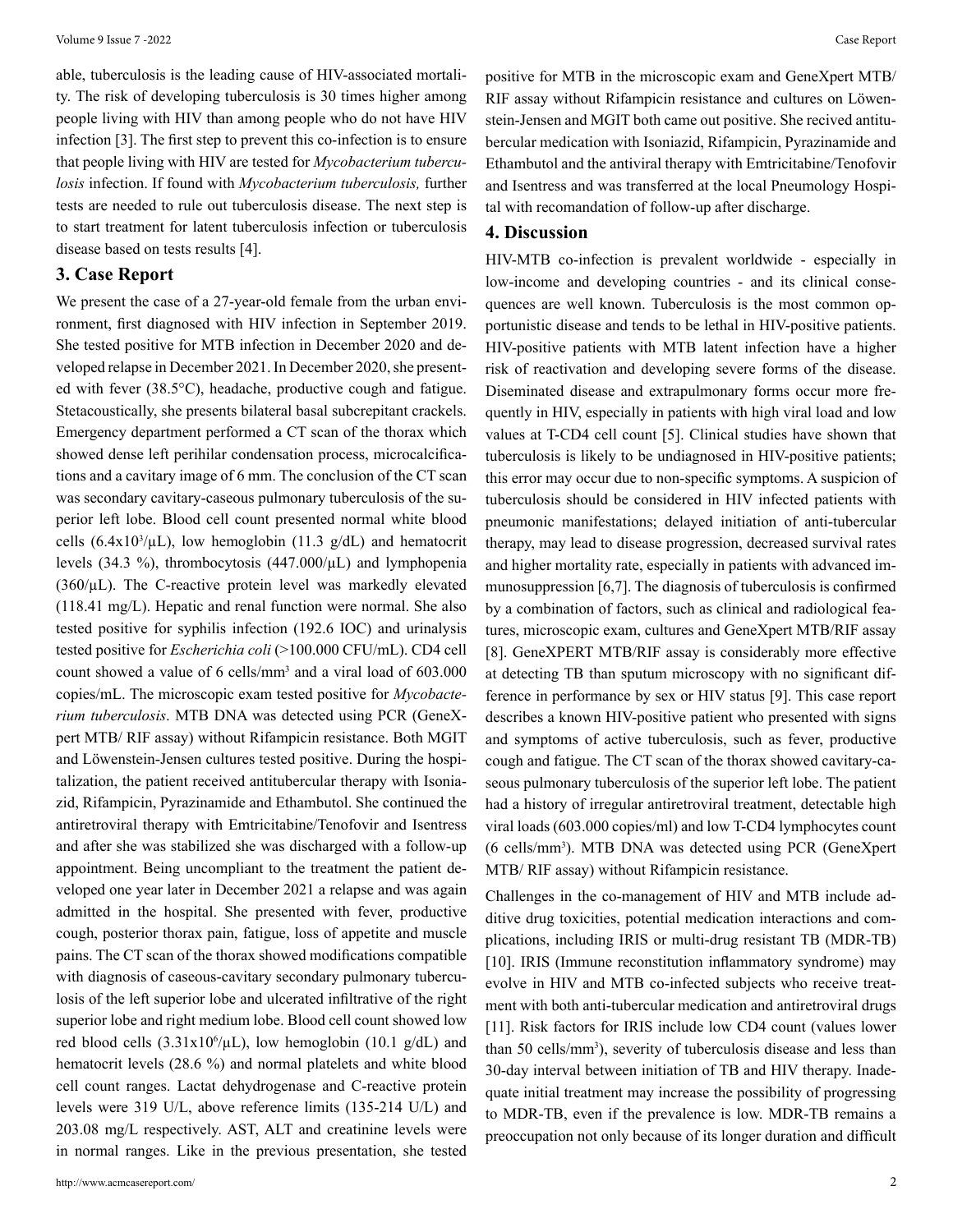able, tuberculosis is the leading cause of HIV-associated mortality. The risk of developing tuberculosis is 30 times higher among people living with HIV than among people who do not have HIV infection [3]. The first step to prevent this co-infection is to ensure that people living with HIV are tested for *Mycobacterium tuberculosis* infection. If found with *Mycobacterium tuberculosis,* further tests are needed to rule out tuberculosis disease. The next step is to start treatment for latent tuberculosis infection or tuberculosis disease based on tests results [4].

## 3. Case Report

We present the case of a 27-year-old female from the urban environment, first diagnosed with HIV infection in September 2019. She tested positive for MTB infection in December 2020 and developed relapse in December 2021. In December 2020, she presented with fever (38.5°C), headache, productive cough and fatigue. Stetacoustically, she presents bilateral basal subcrepitant crackels. Emergency department performed a CT scan of the thorax which showed dense left perihilar condensation process, microcalcifications and a cavitary image of 6 mm. The conclusion of the CT scan was secondary cavitary-caseous pulmonary tuberculosis of the superior left lobe. Blood cell count presented normal white blood cells ($6.4 \times 10^3/\mu L$), low hemoglobin (11.3 g/dL) and hematocrit levels (34.3 %), thrombocytosis (447.000/μL) and lymphopenia (360/μL). The C-reactive protein level was markedly elevated (118.41 mg/L). Hepatic and renal function were normal. She also tested positive for syphilis infection (192.6 IOC) and urinalysis tested positive for *Escherichia coli* (>100.000 CFU/mL). CD4 cell count showed a value of 6 cells/$mm^3$ and a viral load of 603.000 copies/mL. The microscopic exam tested positive for *Mycobacterium tuberculosis*. MTB DNA was detected using PCR (GeneXpert MTB/ RIF assay) without Rifampicin resistance. Both MGIT and Löwenstein-Jensen cultures tested positive. During the hospitalization, the patient received antitubercular therapy with Isoniazid, Rifampicin, Pyrazinamide and Ethambutol. She continued the antiretroviral therapy with Emtricitabine/Tenofovir and Isentress and after she was stabilized she was discharged with a follow-up appointment. Being uncompliant to the treatment the patient developed one year later in December 2021 a relapse and was again admitted in the hospital. She presented with fever, productive cough, posterior thorax pain, fatigue, loss of appetite and muscle pains. The CT scan of the thorax showed modifications compatible with diagnosis of caseous-cavitary secondary pulmonary tuberculosis of the left superior lobe and ulcerated infiltrative of the right superior lobe and right medium lobe. Blood cell count showed low red blood cells ($3.31 \times 10^6/\mu L$), low hemoglobin (10.1 g/dL) and hematocrit levels (28.6 %) and normal platelets and white blood cell count ranges. Lactat dehydrogenase and C-reactive protein levels were 319 U/L, above reference limits (135-214 U/L) and 203.08 mg/L respectively. AST, ALT and creatinine levels were in normal ranges. Like in the previous presentation, she tested positive for MTB in the microscopic exam and GeneXpert MTB/ RIF assay without Rifampicin resistance and cultures on Löwenstein-Jensen and MGIT both came out positive. She recived antitubercular medication with Isoniazid, Rifampicin, Pyrazinamide and Ethambutol and the antiviral therapy with Emtricitabine/Tenofovir and Isentress and was transferred at the local Pneumology Hospital with recomandation of follow-up after discharge.

## 4. Discussion

HIV-MTB co-infection is prevalent worldwide - especially in low-income and developing countries - and its clinical consequences are well known. Tuberculosis is the most common opportunistic disease and tends to be lethal in HIV-positive patients. HIV-positive patients with MTB latent infection have a higher risk of reactivation and developing severe forms of the disease. Diseminated disease and extrapulmonary forms occur more frequently in HIV, especially in patients with high viral load and low values at T-CD4 cell count [5]. Clinical studies have shown that tuberculosis is likely to be undiagnosed in HIV-positive patients; this error may occur due to non-specific symptoms. A suspicion of tuberculosis should be considered in HIV infected patients with pneumonic manifestations; delayed initiation of anti-tubercular therapy, may lead to disease progression, decreased survival rates and higher mortality rate, especially in patients with advanced immunosuppression [6,7]. The diagnosis of tuberculosis is confirmed by a combination of factors, such as clinical and radiological features, microscopic exam, cultures and GeneXpert MTB/RIF assay [8]. GeneXPERT MTB/RIF assay is considerably more effective at detecting TB than sputum microscopy with no significant difference in performance by sex or HIV status [9]. This case report describes a known HIV-positive patient who presented with signs and symptoms of active tuberculosis, such as fever, productive cough and fatigue. The CT scan of the thorax showed cavitary-caseous pulmonary tuberculosis of the superior left lobe. The patient had a history of irregular antiretroviral treatment, detectable high viral loads (603.000 copies/ml) and low T-CD4 lymphocytes count (6 cells/$mm^3$). MTB DNA was detected using PCR (GeneXpert MTB/ RIF assay) without Rifampicin resistance.

Challenges in the co-management of HIV and MTB include additive drug toxicities, potential medication interactions and complications, including IRIS or multi-drug resistant TB (MDR-TB) [10]. IRIS (Immune reconstitution inflammatory syndrome) may evolve in HIV and MTB co-infected subjects who receive treatment with both anti-tubercular medication and antiretroviral drugs [11]. Risk factors for IRIS include low CD4 count (values lower than 50 cells/$mm^3$), severity of tuberculosis disease and less than 30-day interval between initiation of TB and HIV therapy. Inadequate initial treatment may increase the possibility of progressing to MDR-TB, even if the prevalence is low. MDR-TB remains a preoccupation not only because of its longer duration and difficult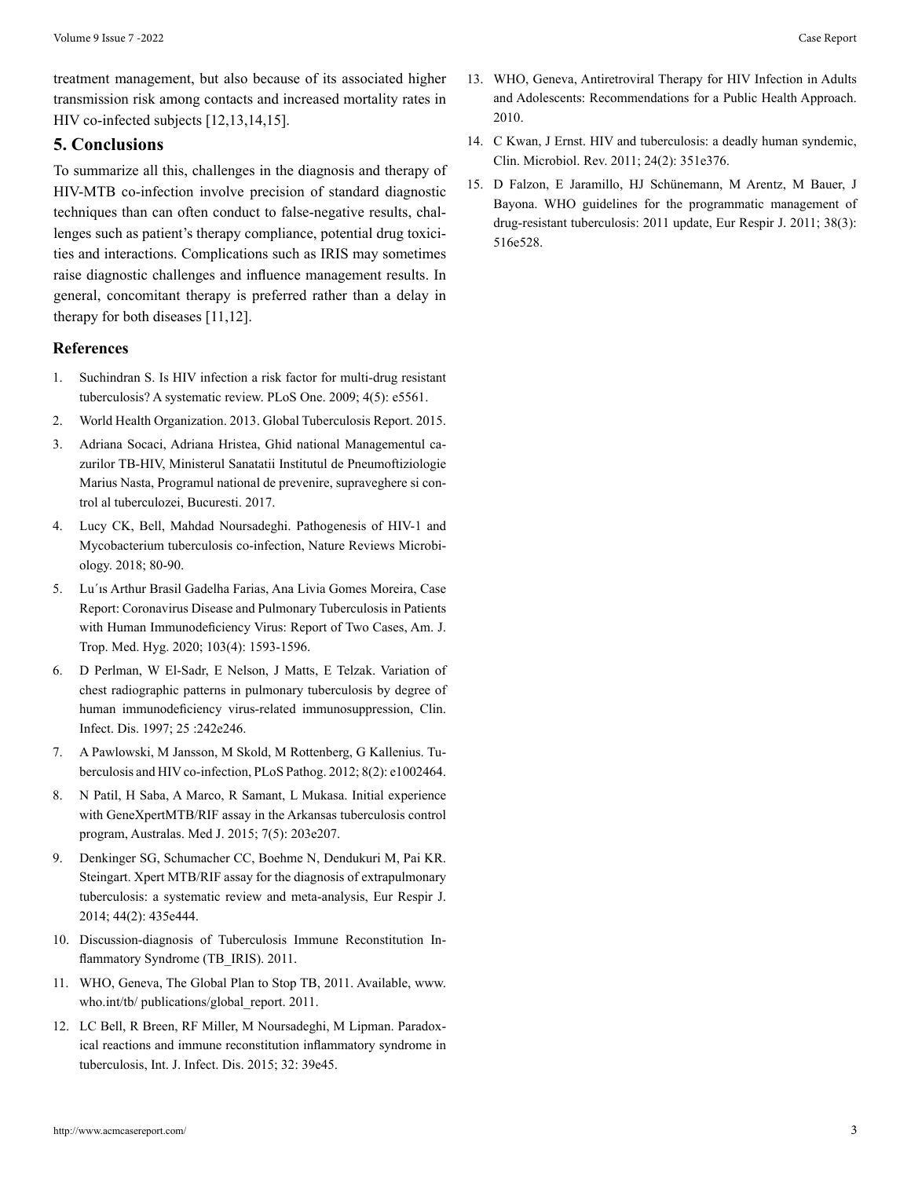treatment management, but also because of its associated higher transmission risk among contacts and increased mortality rates in HIV co-infected subjects [12,13,14,15].

## 5. Conclusions

To summarize all this, challenges in the diagnosis and therapy of HIV-MTB co-infection involve precision of standard diagnostic techniques than can often conduct to false-negative results, challenges such as patient's therapy compliance, potential drug toxicities and interactions. Complications such as IRIS may sometimes raise diagnostic challenges and influence management results. In general, concomitant therapy is preferred rather than a delay in therapy for both diseases [11,12].

## References

1. Suchindran S. Is HIV infection a risk factor for multi-drug resistant tuberculosis? A systematic review. PLoS One. 2009; 4(5): e5561.
2. World Health Organization. 2013. Global Tuberculosis Report. 2015.
3. Adriana Socaci, Adriana Hristea, Ghid national Managementul cazurilor TB-HIV, Ministerul Sanatatii Institutul de Pneumoftiziologie Marius Nasta, Programul national de prevenire, supraveghere si control al tuberculozei, Bucuresti. 2017.
4. Lucy CK, Bell, Mahdad Noursadeghi. Pathogenesis of HIV-1 and Mycobacterium tuberculosis co-infection, Nature Reviews Microbiology. 2018; 80-90.
5. Lu´ıs Arthur Brasil Gadelha Farias, Ana Livia Gomes Moreira, Case Report: Coronavirus Disease and Pulmonary Tuberculosis in Patients with Human Immunodeficiency Virus: Report of Two Cases, Am. J. Trop. Med. Hyg. 2020; 103(4): 1593-1596.
6. D Perlman, W El-Sadr, E Nelson, J Matts, E Telzak. Variation of chest radiographic patterns in pulmonary tuberculosis by degree of human immunodeficiency virus-related immunosuppression, Clin. Infect. Dis. 1997; 25 :242e246.
7. A Pawlowski, M Jansson, M Skold, M Rottenberg, G Kallenius. Tuberculosis and HIV co-infection, PLoS Pathog. 2012; 8(2): e1002464.
8. N Patil, H Saba, A Marco, R Samant, L Mukasa. Initial experience with GeneXpertMTB/RIF assay in the Arkansas tuberculosis control program, Australas. Med J. 2015; 7(5): 203e207.
9. Denkinger SG, Schumacher CC, Boehme N, Dendukuri M, Pai KR. Steingart. Xpert MTB/RIF assay for the diagnosis of extrapulmonary tuberculosis: a systematic review and meta-analysis, Eur Respir J. 2014; 44(2): 435e444.
10. Discussion-diagnosis of Tuberculosis Immune Reconstitution Inflammatory Syndrome (TB_IRIS). 2011.
11. WHO, Geneva, The Global Plan to Stop TB, 2011. Available, www.who.int/tb/ publications/global_report. 2011.
12. LC Bell, R Breen, RF Miller, M Noursadeghi, M Lipman. Paradoxical reactions and immune reconstitution inflammatory syndrome in tuberculosis, Int. J. Infect. Dis. 2015; 32: 39e45.
13. WHO, Geneva, Antiretroviral Therapy for HIV Infection in Adults and Adolescents: Recommendations for a Public Health Approach. 2010.
14. C Kwan, J Ernst. HIV and tuberculosis: a deadly human syndemic, Clin. Microbiol. Rev. 2011; 24(2): 351e376.
15. D Falzon, E Jaramillo, HJ Schünemann, M Arentz, M Bauer, J Bayona. WHO guidelines for the programmatic management of drug-resistant tuberculosis: 2011 update, Eur Respir J. 2011; 38(3): 516e528.